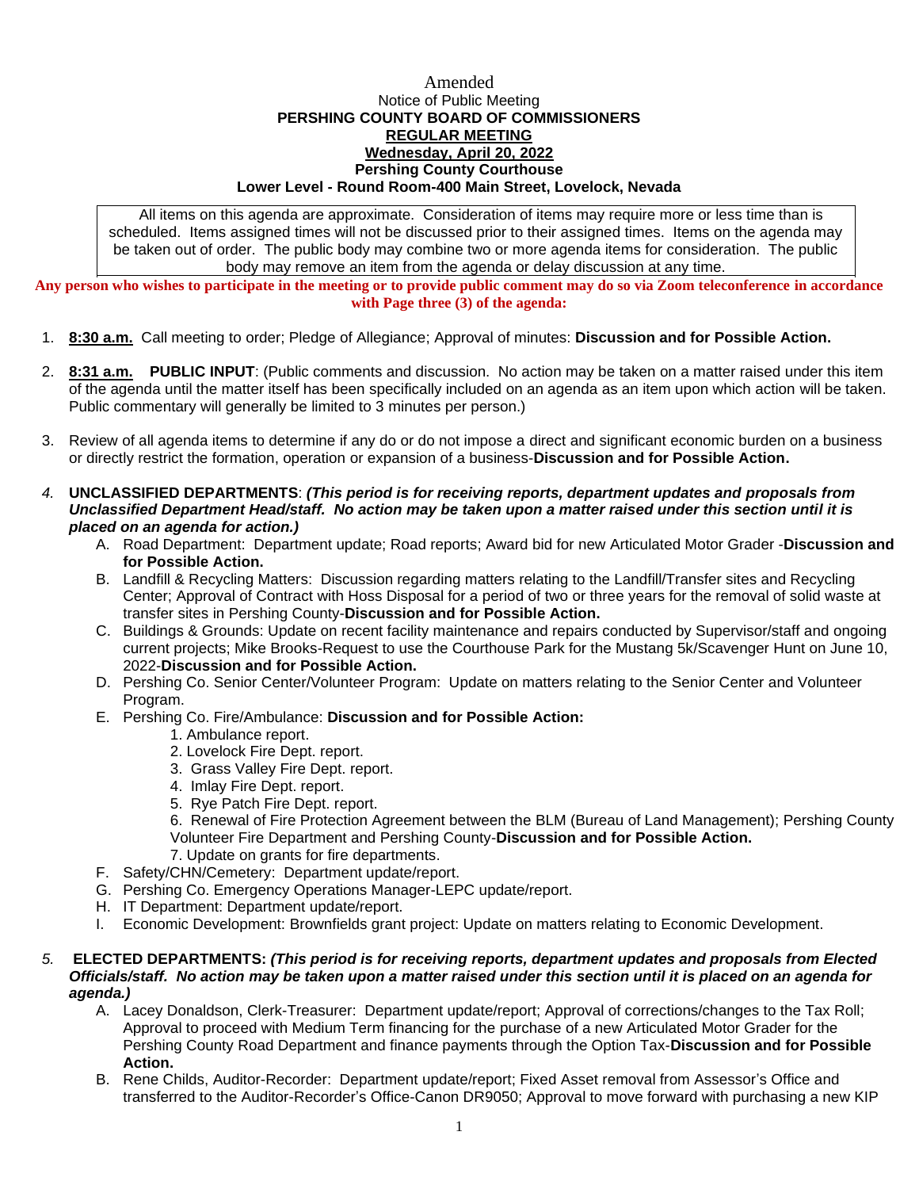Amended

Notice of Public Meeting

**PERSHING COUNTY BOARD OF COMMISSIONERS**

**REGULAR MEETING**

**Wednesday, April 20, 2022**

**Pershing County Courthouse**

**Lower Level - Round Room-400 Main Street, Lovelock, Nevada**

All items on this agenda are approximate. Consideration of items may require more or less time than is scheduled. Items assigned times will not be discussed prior to their assigned times. Items on the agenda may be taken out of order. The public body may combine two or more agenda items for consideration. The public body may remove an item from the agenda or delay discussion at any time.

**Any person who wishes to participate in the meeting or to provide public comment may do so via Zoom teleconference in accordance with Page three (3) of the agenda:**

1. **8:30 a.m.** Call meeting to order; Pledge of Allegiance; Approval of minutes: **Discussion and for Possible Action.**

2. **8:31 a.m. PUBLIC INPUT**: (Public comments and discussion. No action may be taken on a matter raised under this item of the agenda until the matter itself has been specifically included on an agenda as an item upon which action will be taken. Public commentary will generally be limited to 3 minutes per person.)

3. Review of all agenda items to determine if any do or do not impose a direct and significant economic burden on a business or directly restrict the formation, operation or expansion of a business-**Discussion and for Possible Action.**

4. **UNCLASSIFIED DEPARTMENTS**: ***(This period is for receiving reports, department updates and proposals from Unclassified Department Head/staff. No action may be taken upon a matter raised under this section until it is placed on an agenda for action.)***
   A. Road Department: Department update; Road reports; Award bid for new Articulated Motor Grader -**Discussion and for Possible Action.**
   B. Landfill & Recycling Matters: Discussion regarding matters relating to the Landfill/Transfer sites and Recycling Center; Approval of Contract with Hoss Disposal for a period of two or three years for the removal of solid waste at transfer sites in Pershing County-**Discussion and for Possible Action.**
   C. Buildings & Grounds: Update on recent facility maintenance and repairs conducted by Supervisor/staff and ongoing current projects; Mike Brooks-Request to use the Courthouse Park for the Mustang 5k/Scavenger Hunt on June 10, 2022-**Discussion and for Possible Action.**
   D. Pershing Co. Senior Center/Volunteer Program: Update on matters relating to the Senior Center and Volunteer Program.
   E. Pershing Co. Fire/Ambulance: **Discussion and for Possible Action:**
      1. Ambulance report.
      2. Lovelock Fire Dept. report.
      3. Grass Valley Fire Dept. report.
      4. Imlay Fire Dept. report.
      5. Rye Patch Fire Dept. report.
      6. Renewal of Fire Protection Agreement between the BLM (Bureau of Land Management); Pershing County Volunteer Fire Department and Pershing County-**Discussion and for Possible Action.**
      7. Update on grants for fire departments.
   F. Safety/CHN/Cemetery: Department update/report.
   G. Pershing Co. Emergency Operations Manager-LEPC update/report.
   H. IT Department: Department update/report.
   I. Economic Development: Brownfields grant project: Update on matters relating to Economic Development.

5. **ELECTED DEPARTMENTS:** ***(This period is for receiving reports, department updates and proposals from Elected Officials/staff. No action may be taken upon a matter raised under this section until it is placed on an agenda for agenda.)***
   A. Lacey Donaldson, Clerk-Treasurer: Department update/report; Approval of corrections/changes to the Tax Roll; Approval to proceed with Medium Term financing for the purchase of a new Articulated Motor Grader for the Pershing County Road Department and finance payments through the Option Tax-**Discussion and for Possible Action.**
   B. Rene Childs, Auditor-Recorder: Department update/report; Fixed Asset removal from Assessor's Office and transferred to the Auditor-Recorder's Office-Canon DR9050; Approval to move forward with purchasing a new KIP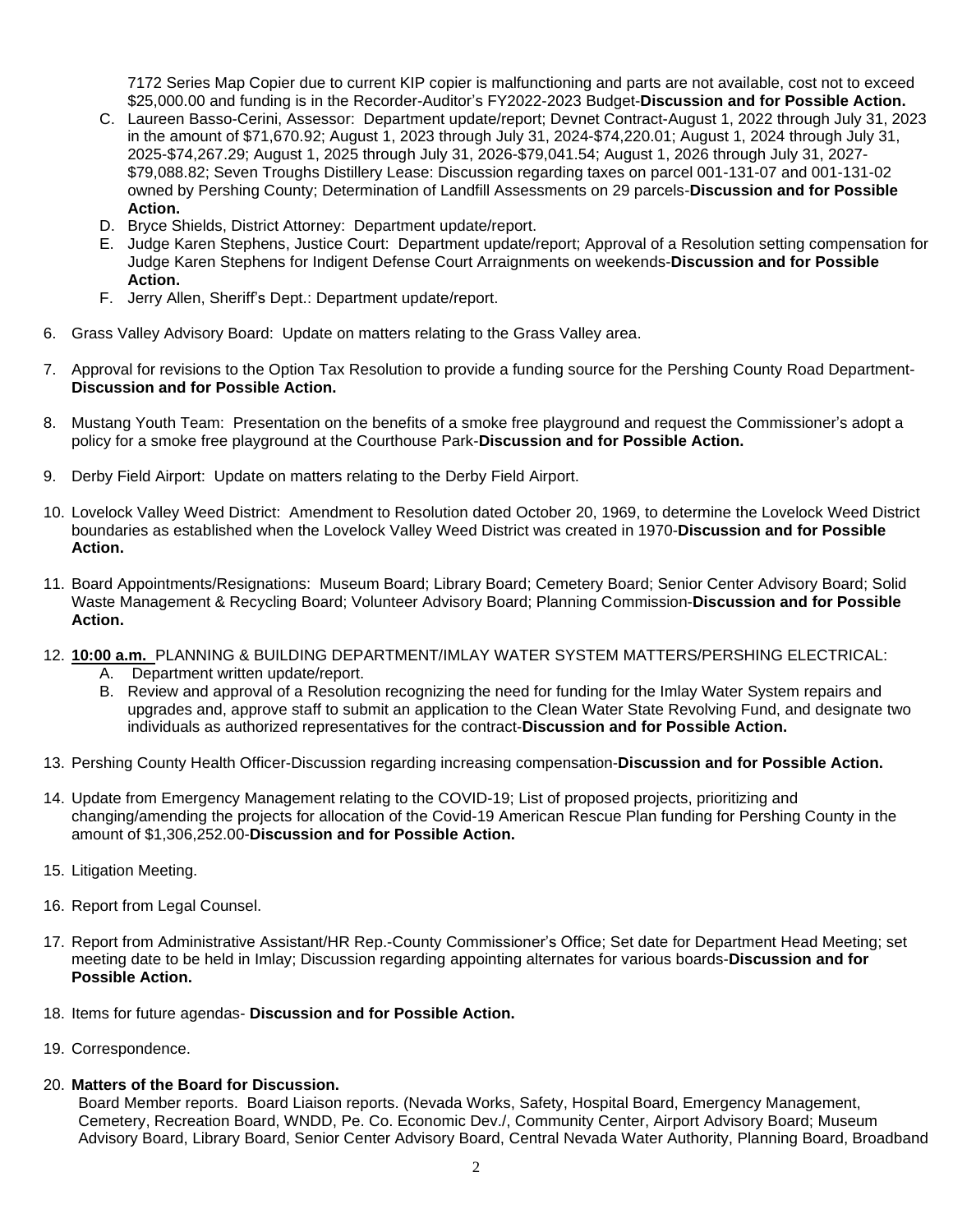7172 Series Map Copier due to current KIP copier is malfunctioning and parts are not available, cost not to exceed $25,000.00 and funding is in the Recorder-Auditor's FY2022-2023 Budget-**Discussion and for Possible Action.**

   C. Laureen Basso-Cerini, Assessor: Department update/report; Devnet Contract-August 1, 2022 through July 31, 2023 in the amount of $71,670.92; August 1, 2023 through July 31, 2024-$74,220.01; August 1, 2024 through July 31, 2025-$74,267.29; August 1, 2025 through July 31, 2026-$79,041.54; August 1, 2026 through July 31, 2027-$79,088.82; Seven Troughs Distillery Lease: Discussion regarding taxes on parcel 001-131-07 and 001-131-02 owned by Pershing County; Determination of Landfill Assessments on 29 parcels-**Discussion and for Possible Action.**
   D. Bryce Shields, District Attorney: Department update/report.
   E. Judge Karen Stephens, Justice Court: Department update/report; Approval of a Resolution setting compensation for Judge Karen Stephens for Indigent Defense Court Arraignments on weekends-**Discussion and for Possible Action.**
   F. Jerry Allen, Sheriff's Dept.: Department update/report.

6. Grass Valley Advisory Board: Update on matters relating to the Grass Valley area.

7. Approval for revisions to the Option Tax Resolution to provide a funding source for the Pershing County Road Department-**Discussion and for Possible Action.**

8. Mustang Youth Team: Presentation on the benefits of a smoke free playground and request the Commissioner's adopt a policy for a smoke free playground at the Courthouse Park-**Discussion and for Possible Action.**

9. Derby Field Airport: Update on matters relating to the Derby Field Airport.

10. Lovelock Valley Weed District: Amendment to Resolution dated October 20, 1969, to determine the Lovelock Weed District boundaries as established when the Lovelock Valley Weed District was created in 1970-**Discussion and for Possible Action.**

11. Board Appointments/Resignations: Museum Board; Library Board; Cemetery Board; Senior Center Advisory Board; Solid Waste Management & Recycling Board; Volunteer Advisory Board; Planning Commission-**Discussion and for Possible Action.**

12. **10:00 a.m.** PLANNING & BUILDING DEPARTMENT/IMLAY WATER SYSTEM MATTERS/PERSHING ELECTRICAL:
   A. Department written update/report.
   B. Review and approval of a Resolution recognizing the need for funding for the Imlay Water System repairs and upgrades and, approve staff to submit an application to the Clean Water State Revolving Fund, and designate two individuals as authorized representatives for the contract-**Discussion and for Possible Action.**

13. Pershing County Health Officer-Discussion regarding increasing compensation-**Discussion and for Possible Action.**

14. Update from Emergency Management relating to the COVID-19; List of proposed projects, prioritizing and changing/amending the projects for allocation of the Covid-19 American Rescue Plan funding for Pershing County in the amount of $1,306,252.00-**Discussion and for Possible Action.**

15. Litigation Meeting.

16. Report from Legal Counsel.

17. Report from Administrative Assistant/HR Rep.-County Commissioner's Office; Set date for Department Head Meeting; set meeting date to be held in Imlay; Discussion regarding appointing alternates for various boards-**Discussion and for Possible Action.**

18. Items for future agendas- **Discussion and for Possible Action.**

19. Correspondence.

20. **Matters of the Board for Discussion.**
    Board Member reports. Board Liaison reports. (Nevada Works, Safety, Hospital Board, Emergency Management, Cemetery, Recreation Board, WNDD, Pe. Co. Economic Dev./, Community Center, Airport Advisory Board; Museum Advisory Board, Library Board, Senior Center Advisory Board, Central Nevada Water Authority, Planning Board, Broadband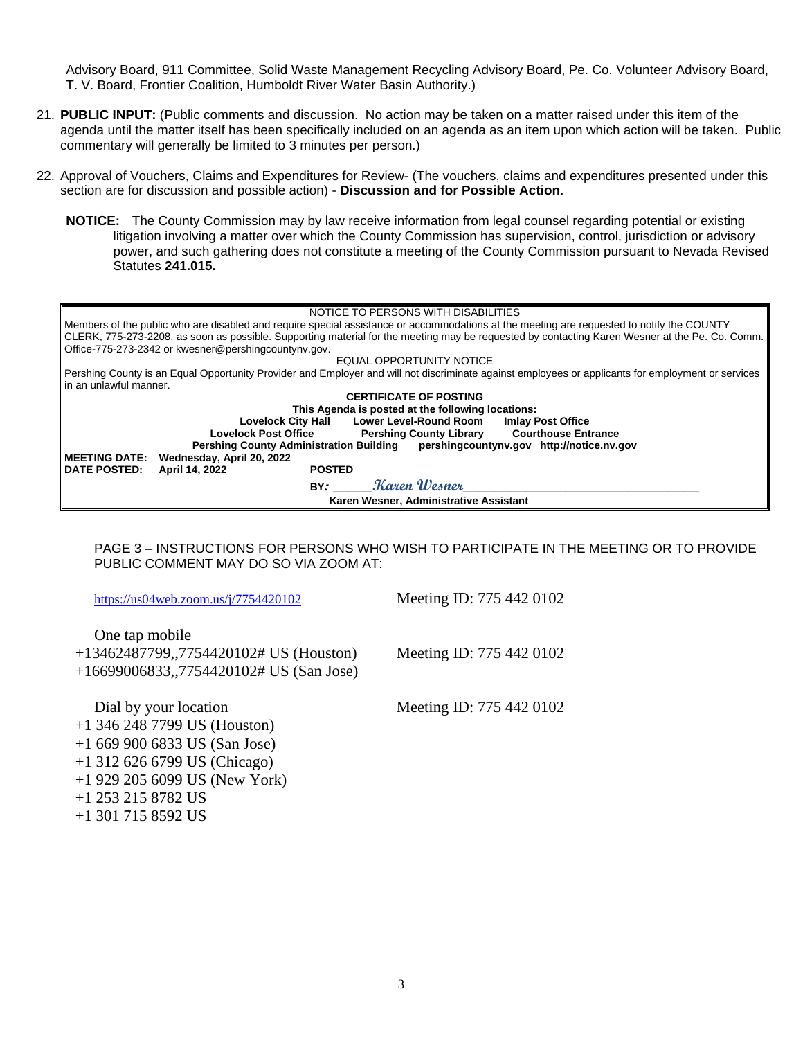Advisory Board, 911 Committee, Solid Waste Management Recycling Advisory Board, Pe. Co. Volunteer Advisory Board, T. V. Board, Frontier Coalition, Humboldt River Water Basin Authority.)

21. **PUBLIC INPUT:** (Public comments and discussion. No action may be taken on a matter raised under this item of the agenda until the matter itself has been specifically included on an agenda as an item upon which action will be taken. Public commentary will generally be limited to 3 minutes per person.)

22. Approval of Vouchers, Claims and Expenditures for Review- (The vouchers, claims and expenditures presented under this section are for discussion and possible action) - **Discussion and for Possible Action**.

**NOTICE:** The County Commission may by law receive information from legal counsel regarding potential or existing litigation involving a matter over which the County Commission has supervision, control, jurisdiction or advisory power, and such gathering does not constitute a meeting of the County Commission pursuant to Nevada Revised Statutes **241.015.**

NOTICE TO PERSONS WITH DISABILITIES

Members of the public who are disabled and require special assistance or accommodations at the meeting are requested to notify the COUNTY CLERK, 775-273-2208, as soon as possible. Supporting material for the meeting may be requested by contacting Karen Wesner at the Pe. Co. Comm. Office-775-273-2342 or kwesner@pershingcountynv.gov.

EQUAL OPPORTUNITY NOTICE

Pershing County is an Equal Opportunity Provider and Employer and will not discriminate against employees or applicants for employment or services in an unlawful manner.

**CERTIFICATE OF POSTING**

**This Agenda is posted at the following locations:**

**Lovelock City Hall** **Lower Level-Round Room** **Imlay Post Office**
**Lovelock Post Office** **Pershing County Library** **Courthouse Entrance**
**Pershing County Administration Building** **pershingcountynv.gov** **http://notice.nv.gov**

**MEETING DATE:** **Wednesday, April 20, 2022**
**DATE POSTED:** **April 14, 2022** **POSTED**

**BY:** *Karen Wesner*

**Karen Wesner, Administrative Assistant**

PAGE 3 – INSTRUCTIONS FOR PERSONS WHO WISH TO PARTICIPATE IN THE MEETING OR TO PROVIDE PUBLIC COMMENT MAY DO SO VIA ZOOM AT:

https://us04web.zoom.us/j/7754420102 Meeting ID: 775 442 0102

One tap mobile
+13462487799,,7754420102# US (Houston) Meeting ID: 775 442 0102
+16699006833,,7754420102# US (San Jose)

Dial by your location Meeting ID: 775 442 0102
+1 346 248 7799 US (Houston)
+1 669 900 6833 US (San Jose)
+1 312 626 6799 US (Chicago)
+1 929 205 6099 US (New York)
+1 253 215 8782 US
+1 301 715 8592 US